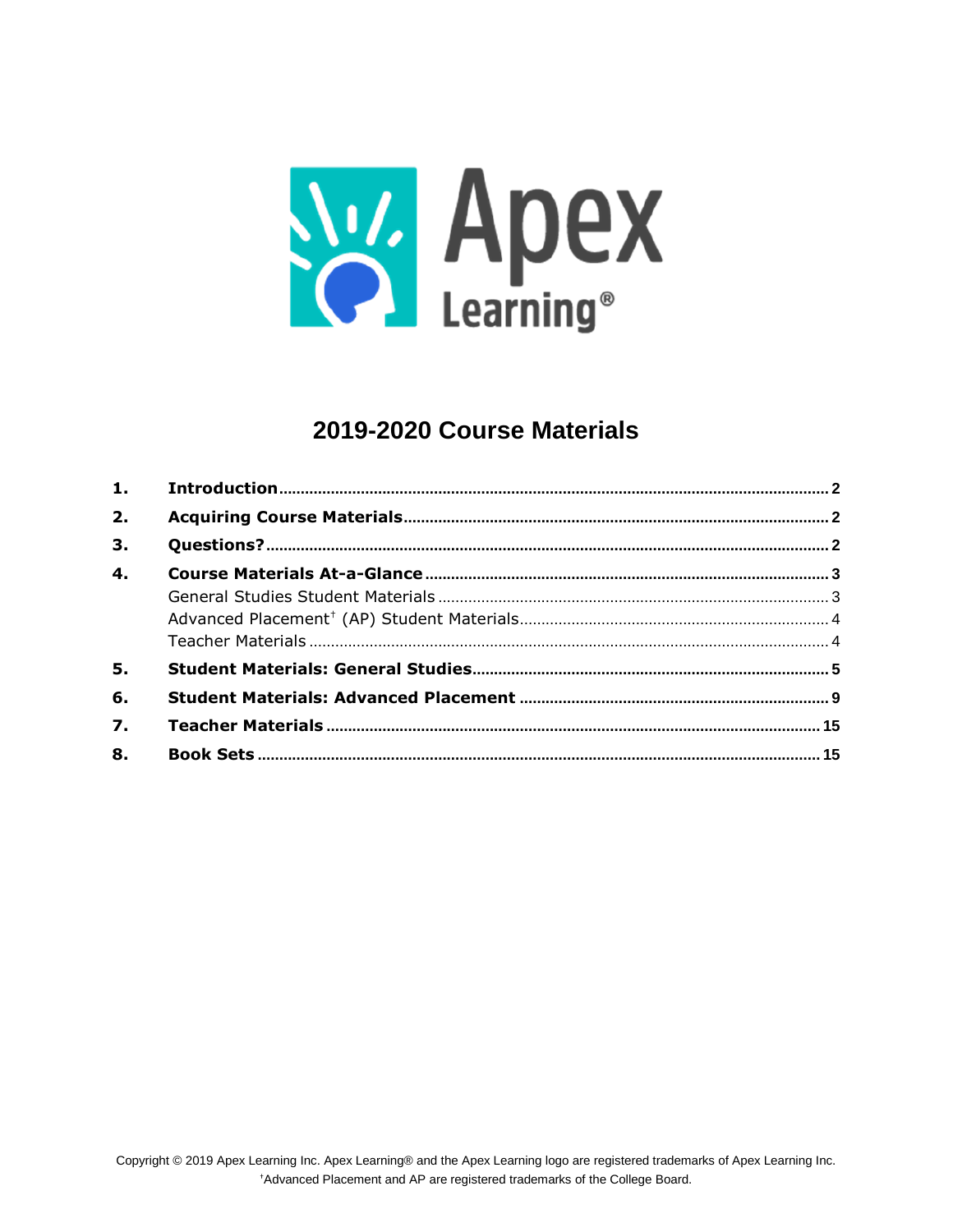Apex Learning®

# 2019-2020 Course Materials

1. **Introduction** ........ 2
2. **Acquiring Course Materials** ........ 2
3. **Questions?** ........ 2
4. **Course Materials At-a-Glance** ........ 3
   - General Studies Student Materials ........ 3
   - Advanced Placement† (AP) Student Materials ........ 4
   - Teacher Materials ........ 4
5. **Student Materials: General Studies** ........ 5
6. **Student Materials: Advanced Placement** ........ 9
7. **Teacher Materials** ........ 15
8. **Book Sets** ........ 15

Copyright © 2019 Apex Learning Inc. Apex Learning® and the Apex Learning logo are registered trademarks of Apex Learning Inc.
†Advanced Placement and AP are registered trademarks of the College Board.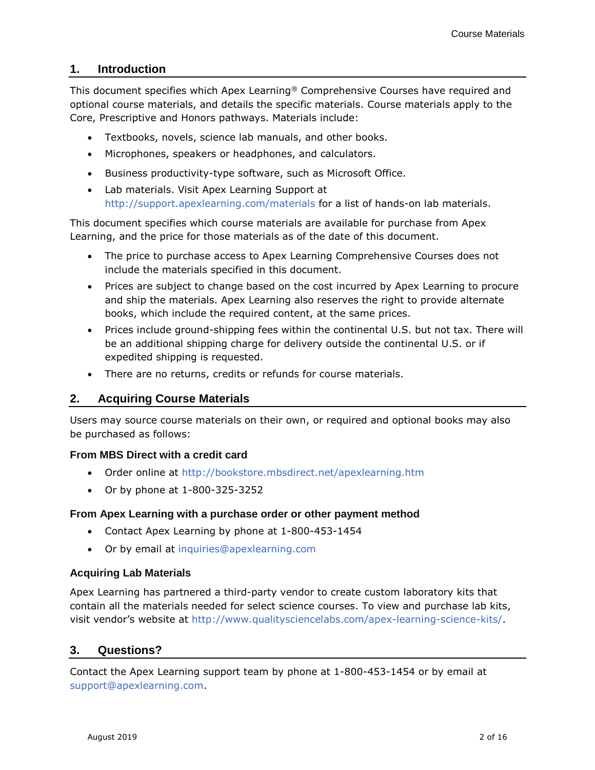## 1. Introduction

This document specifies which Apex Learning® Comprehensive Courses have required and optional course materials, and details the specific materials. Course materials apply to the Core, Prescriptive and Honors pathways. Materials include:

- Textbooks, novels, science lab manuals, and other books.
- Microphones, speakers or headphones, and calculators.
- Business productivity-type software, such as Microsoft Office.
- Lab materials. Visit Apex Learning Support at http://support.apexlearning.com/materials for a list of hands-on lab materials.

This document specifies which course materials are available for purchase from Apex Learning, and the price for those materials as of the date of this document.

- The price to purchase access to Apex Learning Comprehensive Courses does not include the materials specified in this document.
- Prices are subject to change based on the cost incurred by Apex Learning to procure and ship the materials. Apex Learning also reserves the right to provide alternate books, which include the required content, at the same prices.
- Prices include ground-shipping fees within the continental U.S. but not tax. There will be an additional shipping charge for delivery outside the continental U.S. or if expedited shipping is requested.
- There are no returns, credits or refunds for course materials.

## 2. Acquiring Course Materials

Users may source course materials on their own, or required and optional books may also be purchased as follows:

### From MBS Direct with a credit card

- Order online at http://bookstore.mbsdirect.net/apexlearning.htm
- Or by phone at 1-800-325-3252

### From Apex Learning with a purchase order or other payment method

- Contact Apex Learning by phone at 1-800-453-1454
- Or by email at inquiries@apexlearning.com

### Acquiring Lab Materials

Apex Learning has partnered a third-party vendor to create custom laboratory kits that contain all the materials needed for select science courses. To view and purchase lab kits, visit vendor's website at http://www.qualitysciencelabs.com/apex-learning-science-kits/.

## 3. Questions?

Contact the Apex Learning support team by phone at 1-800-453-1454 or by email at support@apexlearning.com.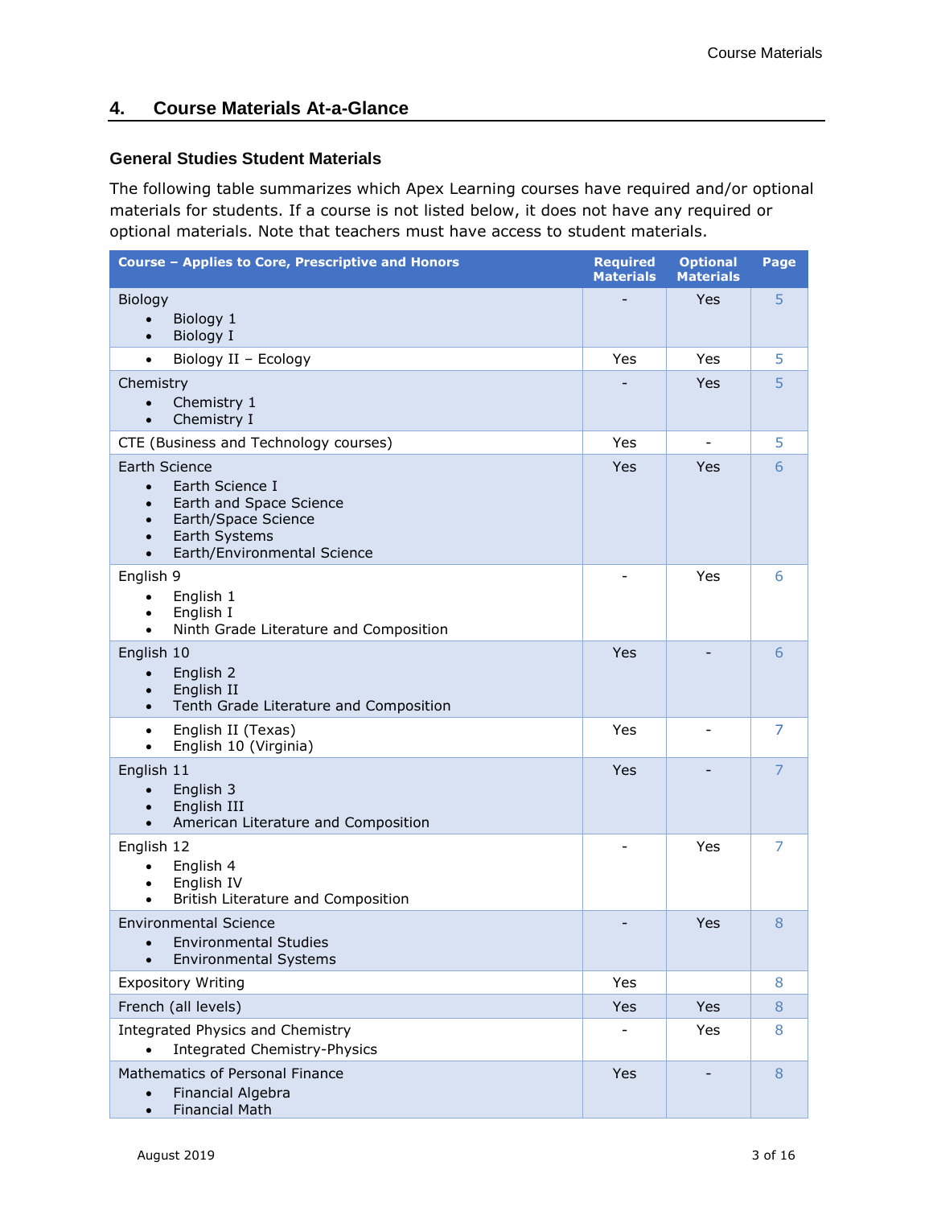## 4. Course Materials At-a-Glance

### General Studies Student Materials

The following table summarizes which Apex Learning courses have required and/or optional materials for students. If a course is not listed below, it does not have any required or optional materials. Note that teachers must have access to student materials.

| Course – Applies to Core, Prescriptive and Honors | Required Materials | Optional Materials | Page |
|---|---|---|---|
| Biology<br>• Biology 1<br>• Biology I | - | Yes | 5 |
| • Biology II – Ecology | Yes | Yes | 5 |
| Chemistry<br>• Chemistry 1<br>• Chemistry I | - | Yes | 5 |
| CTE (Business and Technology courses) | Yes | - | 5 |
| Earth Science<br>• Earth Science I<br>• Earth and Space Science<br>• Earth/Space Science<br>• Earth Systems<br>• Earth/Environmental Science | Yes | Yes | 6 |
| English 9<br>• English 1<br>• English I<br>• Ninth Grade Literature and Composition | - | Yes | 6 |
| English 10<br>• English 2<br>• English II<br>• Tenth Grade Literature and Composition | Yes | - | 6 |
| • English II (Texas)<br>• English 10 (Virginia) | Yes | - | 7 |
| English 11<br>• English 3<br>• English III<br>• American Literature and Composition | Yes | - | 7 |
| English 12<br>• English 4<br>• English IV<br>• British Literature and Composition | - | Yes | 7 |
| Environmental Science<br>• Environmental Studies<br>• Environmental Systems | - | Yes | 8 |
| Expository Writing | Yes | | 8 |
| French (all levels) | Yes | Yes | 8 |
| Integrated Physics and Chemistry<br>• Integrated Chemistry-Physics | - | Yes | 8 |
| Mathematics of Personal Finance<br>• Financial Algebra<br>• Financial Math | Yes | - | 8 |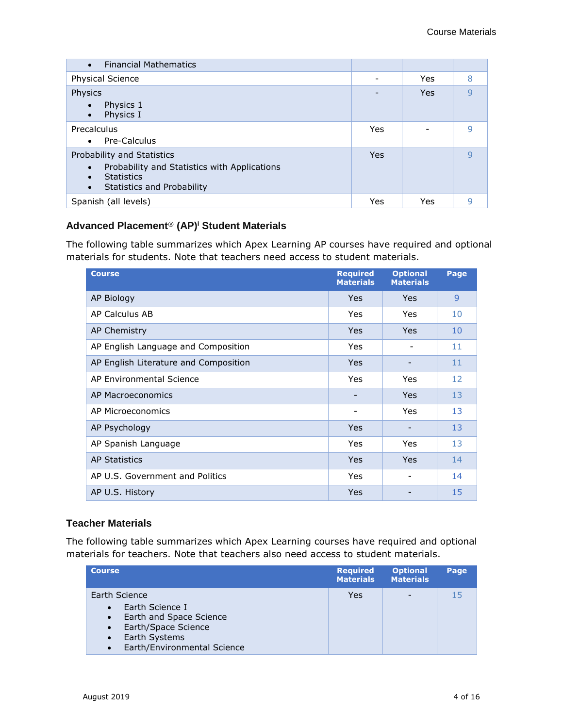| Course | Required Materials | Optional Materials | Page |
|---|---|---|---|
| • Financial Mathematics | | | |
| Physical Science | - | Yes | 8 |
| Physics<br>• Physics 1<br>• Physics I | - | Yes | 9 |
| Precalculus<br>• Pre-Calculus | Yes | - | 9 |
| Probability and Statistics<br>• Probability and Statistics with Applications<br>• Statistics<br>• Statistics and Probability | Yes | | 9 |
| Spanish (all levels) | Yes | Yes | 9 |

### Advanced Placement® (AP)[i] Student Materials

The following table summarizes which Apex Learning AP courses have required and optional materials for students. Note that teachers need access to student materials.

| Course | Required Materials | Optional Materials | Page |
|---|---|---|---|
| AP Biology | Yes | Yes | 9 |
| AP Calculus AB | Yes | Yes | 10 |
| AP Chemistry | Yes | Yes | 10 |
| AP English Language and Composition | Yes | - | 11 |
| AP English Literature and Composition | Yes | - | 11 |
| AP Environmental Science | Yes | Yes | 12 |
| AP Macroeconomics | - | Yes | 13 |
| AP Microeconomics | - | Yes | 13 |
| AP Psychology | Yes | - | 13 |
| AP Spanish Language | Yes | Yes | 13 |
| AP Statistics | Yes | Yes | 14 |
| AP U.S. Government and Politics | Yes | - | 14 |
| AP U.S. History | Yes | - | 15 |

### Teacher Materials

The following table summarizes which Apex Learning courses have required and optional materials for teachers. Note that teachers also need access to student materials.

| Course | Required Materials | Optional Materials | Page |
|---|---|---|---|
| Earth Science<br>• Earth Science I<br>• Earth and Space Science<br>• Earth/Space Science<br>• Earth Systems<br>• Earth/Environmental Science | Yes | - | 15 |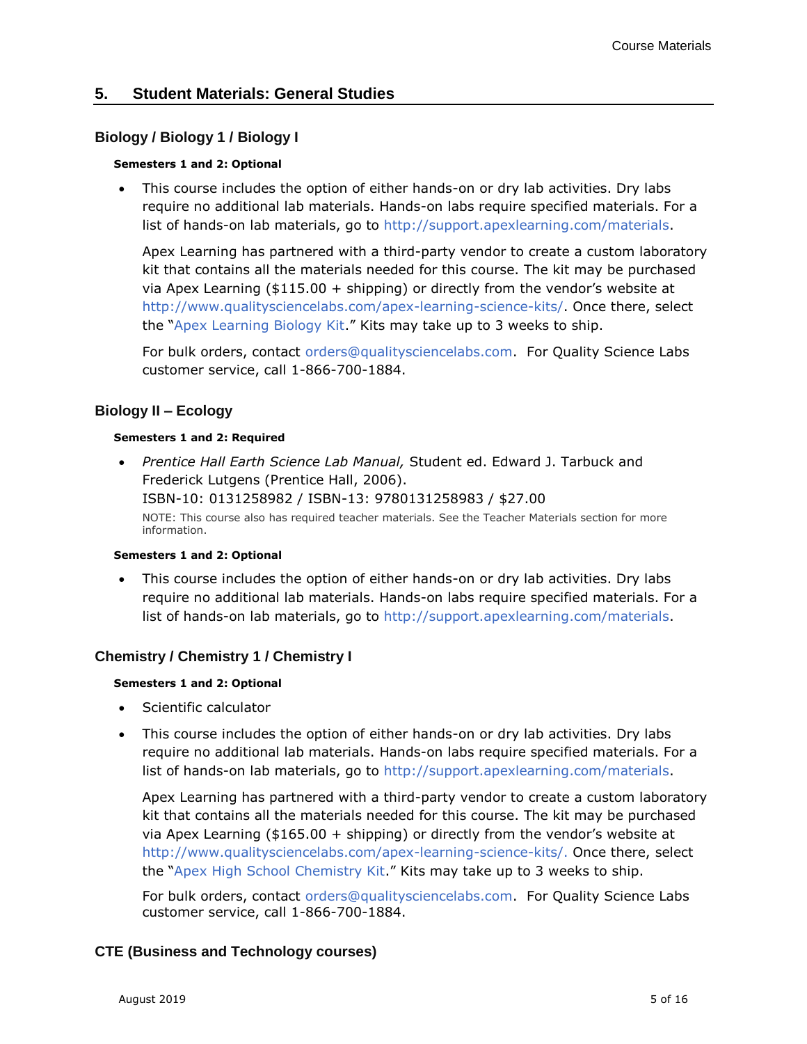## 5. Student Materials: General Studies

### Biology / Biology 1 / Biology I

**Semesters 1 and 2: Optional**

- This course includes the option of either hands-on or dry lab activities. Dry labs require no additional lab materials. Hands-on labs require specified materials. For a list of hands-on lab materials, go to http://support.apexlearning.com/materials.

  Apex Learning has partnered with a third-party vendor to create a custom laboratory kit that contains all the materials needed for this course. The kit may be purchased via Apex Learning ($115.00 + shipping) or directly from the vendor's website at http://www.qualitysciencelabs.com/apex-learning-science-kits/. Once there, select the "Apex Learning Biology Kit." Kits may take up to 3 weeks to ship.

  For bulk orders, contact orders@qualitysciencelabs.com. For Quality Science Labs customer service, call 1-866-700-1884.

### Biology II – Ecology

**Semesters 1 and 2: Required**

- *Prentice Hall Earth Science Lab Manual,* Student ed. Edward J. Tarbuck and Frederick Lutgens (Prentice Hall, 2006).
  ISBN-10: 0131258982 / ISBN-13: 9780131258983 / $27.00

  NOTE: This course also has required teacher materials. See the Teacher Materials section for more information.

**Semesters 1 and 2: Optional**

- This course includes the option of either hands-on or dry lab activities. Dry labs require no additional lab materials. Hands-on labs require specified materials. For a list of hands-on lab materials, go to http://support.apexlearning.com/materials.

### Chemistry / Chemistry 1 / Chemistry I

**Semesters 1 and 2: Optional**

- Scientific calculator
- This course includes the option of either hands-on or dry lab activities. Dry labs require no additional lab materials. Hands-on labs require specified materials. For a list of hands-on lab materials, go to http://support.apexlearning.com/materials.

  Apex Learning has partnered with a third-party vendor to create a custom laboratory kit that contains all the materials needed for this course. The kit may be purchased via Apex Learning ($165.00 + shipping) or directly from the vendor's website at http://www.qualitysciencelabs.com/apex-learning-science-kits/. Once there, select the "Apex High School Chemistry Kit." Kits may take up to 3 weeks to ship.

  For bulk orders, contact orders@qualitysciencelabs.com. For Quality Science Labs customer service, call 1-866-700-1884.

### CTE (Business and Technology courses)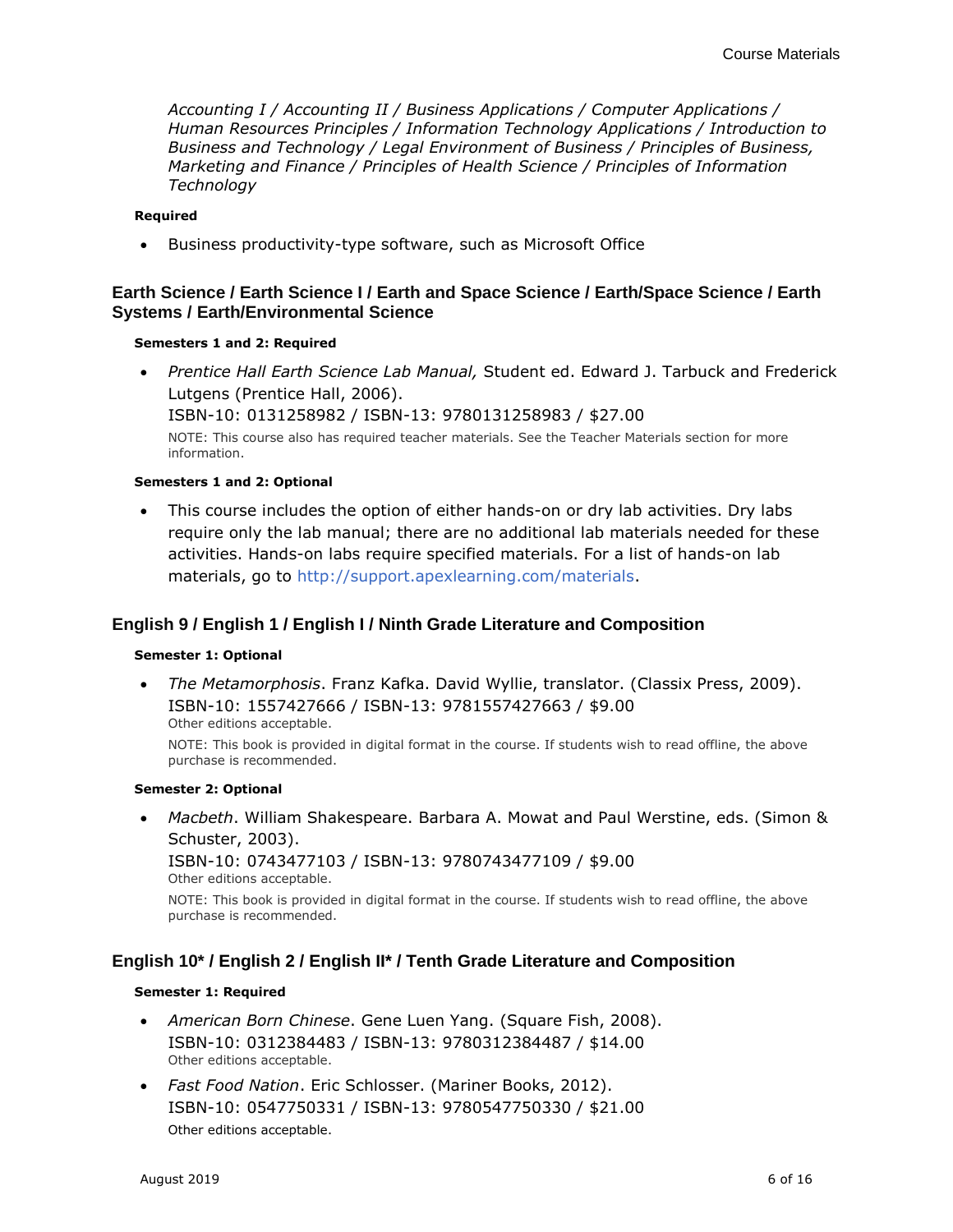*Accounting I / Accounting II / Business Applications / Computer Applications / Human Resources Principles / Information Technology Applications / Introduction to Business and Technology / Legal Environment of Business / Principles of Business, Marketing and Finance / Principles of Health Science / Principles of Information Technology*

#### Required

- Business productivity-type software, such as Microsoft Office

### Earth Science / Earth Science I / Earth and Space Science / Earth/Space Science / Earth Systems / Earth/Environmental Science

#### Semesters 1 and 2: Required

- *Prentice Hall Earth Science Lab Manual,* Student ed. Edward J. Tarbuck and Frederick Lutgens (Prentice Hall, 2006).
  ISBN-10: 0131258982 / ISBN-13: 9780131258983 / $27.00
  NOTE: This course also has required teacher materials. See the Teacher Materials section for more information.

#### Semesters 1 and 2: Optional

- This course includes the option of either hands-on or dry lab activities. Dry labs require only the lab manual; there are no additional lab materials needed for these activities. Hands-on labs require specified materials. For a list of hands-on lab materials, go to http://support.apexlearning.com/materials.

### English 9 / English 1 / English I / Ninth Grade Literature and Composition

#### Semester 1: Optional

- *The Metamorphosis*. Franz Kafka. David Wyllie, translator. (Classix Press, 2009).
  ISBN-10: 1557427666 / ISBN-13: 9781557427663 / $9.00
  Other editions acceptable.
  NOTE: This book is provided in digital format in the course. If students wish to read offline, the above purchase is recommended.

#### Semester 2: Optional

- *Macbeth*. William Shakespeare. Barbara A. Mowat and Paul Werstine, eds. (Simon & Schuster, 2003).
  ISBN-10: 0743477103 / ISBN-13: 9780743477109 / $9.00
  Other editions acceptable.
  NOTE: This book is provided in digital format in the course. If students wish to read offline, the above purchase is recommended.

### English 10* / English 2 / English II* / Tenth Grade Literature and Composition

#### Semester 1: Required

- *American Born Chinese*. Gene Luen Yang. (Square Fish, 2008).
  ISBN-10: 0312384483 / ISBN-13: 9780312384487 / $14.00
  Other editions acceptable.
- *Fast Food Nation*. Eric Schlosser. (Mariner Books, 2012).
  ISBN-10: 0547750331 / ISBN-13: 9780547750330 / $21.00
  Other editions acceptable.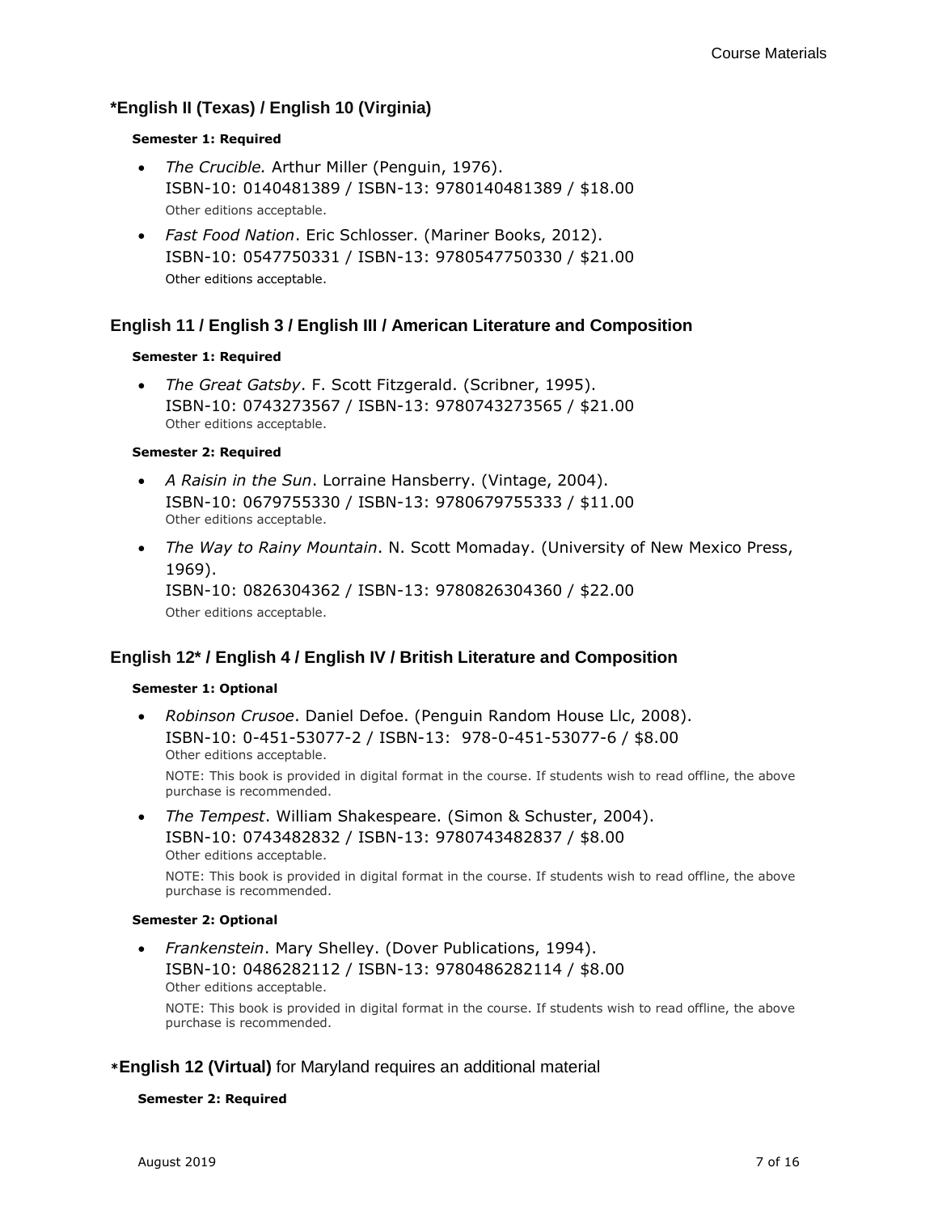### *English II (Texas) / English 10 (Virginia)

**Semester 1: Required**

- *The Crucible.* Arthur Miller (Penguin, 1976).  
  ISBN-10: 0140481389 / ISBN-13: 9780140481389 / $18.00  
  Other editions acceptable.
- *Fast Food Nation*. Eric Schlosser. (Mariner Books, 2012).  
  ISBN-10: 0547750331 / ISBN-13: 9780547750330 / $21.00  
  Other editions acceptable.

### English 11 / English 3 / English III / American Literature and Composition

**Semester 1: Required**

- *The Great Gatsby*. F. Scott Fitzgerald. (Scribner, 1995).  
  ISBN-10: 0743273567 / ISBN-13: 9780743273565 / $21.00  
  Other editions acceptable.

**Semester 2: Required**

- *A Raisin in the Sun*. Lorraine Hansberry. (Vintage, 2004).  
  ISBN-10: 0679755330 / ISBN-13: 9780679755333 / $11.00  
  Other editions acceptable.
- *The Way to Rainy Mountain*. N. Scott Momaday. (University of New Mexico Press, 1969).  
  ISBN-10: 0826304362 / ISBN-13: 9780826304360 / $22.00  
  Other editions acceptable.

### English 12* / English 4 / English IV / British Literature and Composition

**Semester 1: Optional**

- *Robinson Crusoe*. Daniel Defoe. (Penguin Random House Llc, 2008).  
  ISBN-10: 0-451-53077-2 / ISBN-13: 978-0-451-53077-6 / $8.00  
  Other editions acceptable.

  NOTE: This book is provided in digital format in the course. If students wish to read offline, the above purchase is recommended.
- *The Tempest*. William Shakespeare. (Simon & Schuster, 2004).  
  ISBN-10: 0743482832 / ISBN-13: 9780743482837 / $8.00  
  Other editions acceptable.

  NOTE: This book is provided in digital format in the course. If students wish to read offline, the above purchase is recommended.

**Semester 2: Optional**

- *Frankenstein*. Mary Shelley. (Dover Publications, 1994).  
  ISBN-10: 0486282112 / ISBN-13: 9780486282114 / $8.00  
  Other editions acceptable.

  NOTE: This book is provided in digital format in the course. If students wish to read offline, the above purchase is recommended.

### *English 12 (Virtual) for Maryland requires an additional material

**Semester 2: Required**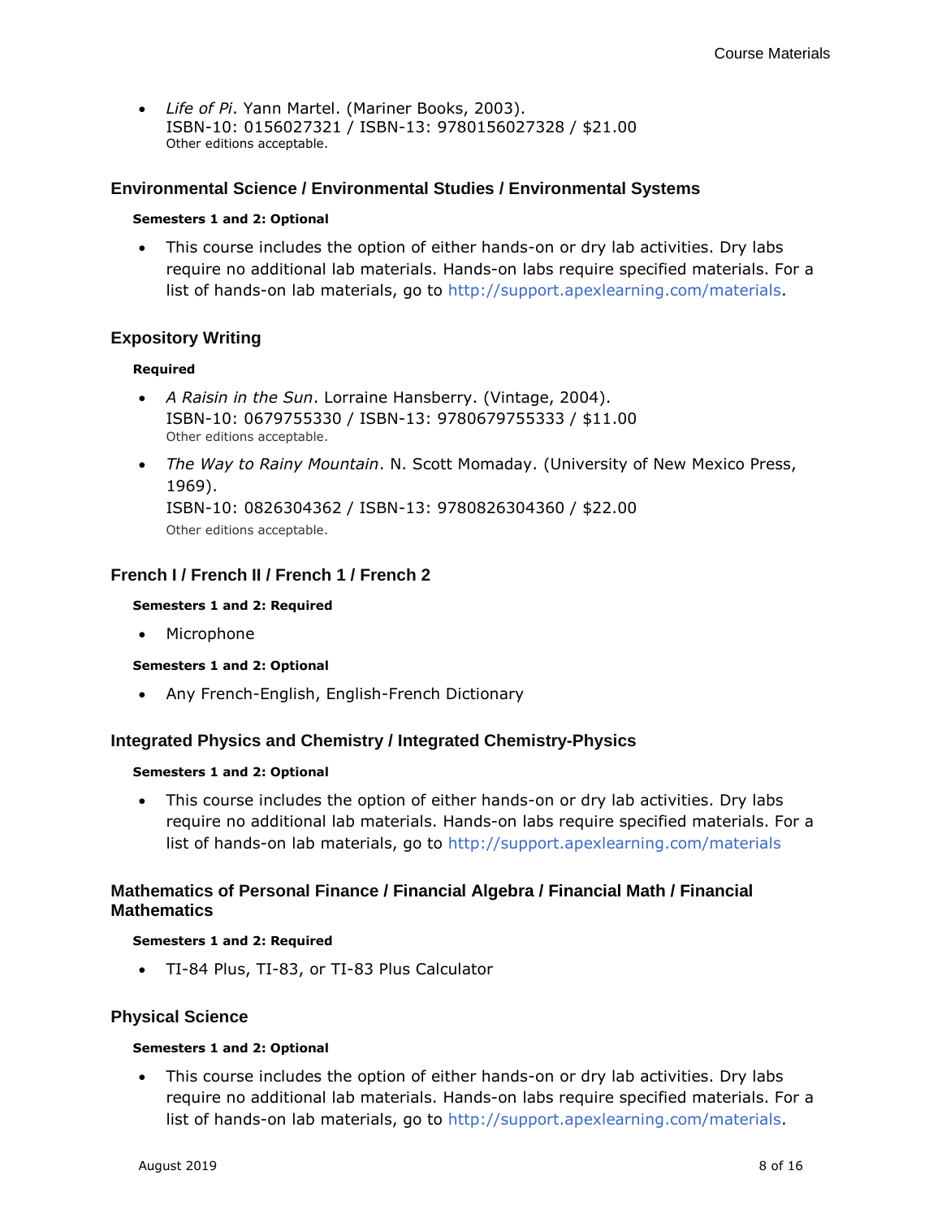- *Life of Pi*. Yann Martel. (Mariner Books, 2003).
  ISBN-10: 0156027321 / ISBN-13: 9780156027328 / $21.00
  Other editions acceptable.

## Environmental Science / Environmental Studies / Environmental Systems

**Semesters 1 and 2: Optional**

- This course includes the option of either hands-on or dry lab activities. Dry labs require no additional lab materials. Hands-on labs require specified materials. For a list of hands-on lab materials, go to http://support.apexlearning.com/materials.

## Expository Writing

**Required**

- *A Raisin in the Sun*. Lorraine Hansberry. (Vintage, 2004).
  ISBN-10: 0679755330 / ISBN-13: 9780679755333 / $11.00
  Other editions acceptable.
- *The Way to Rainy Mountain*. N. Scott Momaday. (University of New Mexico Press, 1969).
  ISBN-10: 0826304362 / ISBN-13: 9780826304360 / $22.00
  Other editions acceptable.

## French I / French II / French 1 / French 2

**Semesters 1 and 2: Required**

- Microphone

**Semesters 1 and 2: Optional**

- Any French-English, English-French Dictionary

## Integrated Physics and Chemistry / Integrated Chemistry-Physics

**Semesters 1 and 2: Optional**

- This course includes the option of either hands-on or dry lab activities. Dry labs require no additional lab materials. Hands-on labs require specified materials. For a list of hands-on lab materials, go to http://support.apexlearning.com/materials

## Mathematics of Personal Finance / Financial Algebra / Financial Math / Financial Mathematics

**Semesters 1 and 2: Required**

- TI-84 Plus, TI-83, or TI-83 Plus Calculator

## Physical Science

**Semesters 1 and 2: Optional**

- This course includes the option of either hands-on or dry lab activities. Dry labs require no additional lab materials. Hands-on labs require specified materials. For a list of hands-on lab materials, go to http://support.apexlearning.com/materials.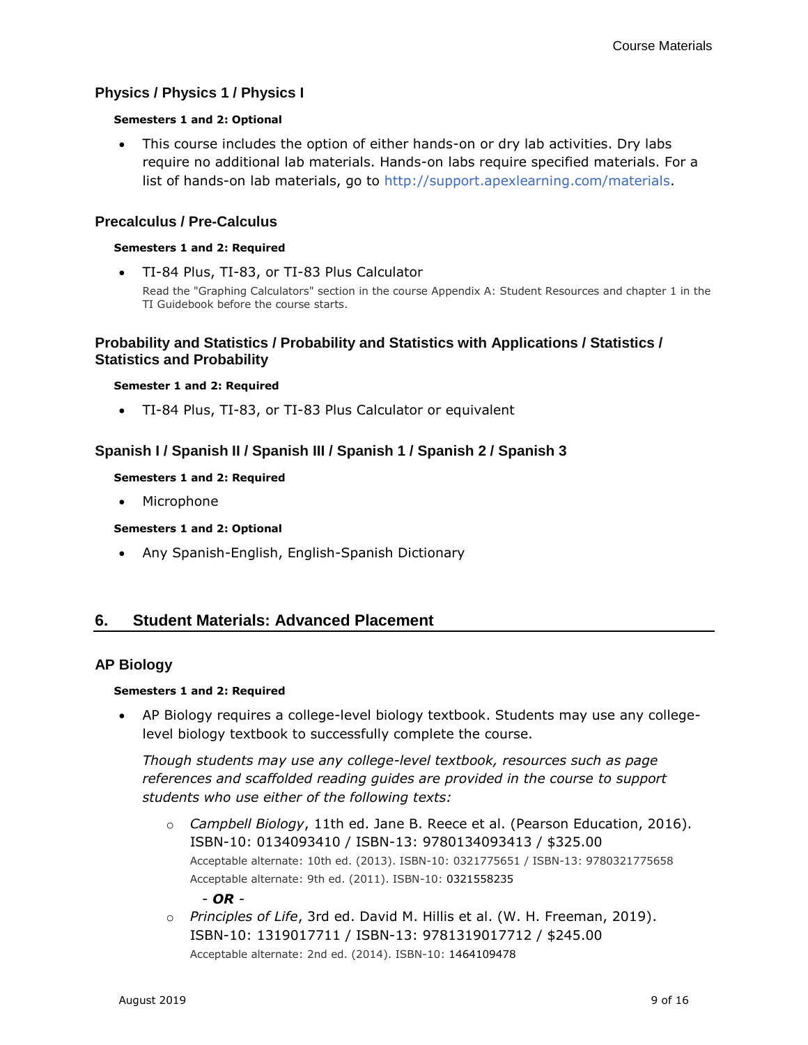### Physics / Physics 1 / Physics I

**Semesters 1 and 2: Optional**

- This course includes the option of either hands-on or dry lab activities. Dry labs require no additional lab materials. Hands-on labs require specified materials. For a list of hands-on lab materials, go to http://support.apexlearning.com/materials.

### Precalculus / Pre-Calculus

**Semesters 1 and 2: Required**

- TI-84 Plus, TI-83, or TI-83 Plus Calculator
  Read the "Graphing Calculators" section in the course Appendix A: Student Resources and chapter 1 in the TI Guidebook before the course starts.

### Probability and Statistics / Probability and Statistics with Applications / Statistics / Statistics and Probability

**Semester 1 and 2: Required**

- TI-84 Plus, TI-83, or TI-83 Plus Calculator or equivalent

### Spanish I / Spanish II / Spanish III / Spanish 1 / Spanish 2 / Spanish 3

**Semesters 1 and 2: Required**

- Microphone

**Semesters 1 and 2: Optional**

- Any Spanish-English, English-Spanish Dictionary

## 6. Student Materials: Advanced Placement

### AP Biology

**Semesters 1 and 2: Required**

- AP Biology requires a college-level biology textbook. Students may use any college-level biology textbook to successfully complete the course.

  *Though students may use any college-level textbook, resources such as page references and scaffolded reading guides are provided in the course to support students who use either of the following texts:*

  - *Campbell Biology*, 11th ed. Jane B. Reece et al. (Pearson Education, 2016). ISBN-10: 0134093410 / ISBN-13: 9780134093413 / $325.00
    Acceptable alternate: 10th ed. (2013). ISBN-10: 0321775651 / ISBN-13: 9780321775658
    Acceptable alternate: 9th ed. (2011). ISBN-10: 0321558235

    - ***OR*** -

  - *Principles of Life*, 3rd ed. David M. Hillis et al. (W. H. Freeman, 2019). ISBN-10: 1319017711 / ISBN-13: 9781319017712 / $245.00
    Acceptable alternate: 2nd ed. (2014). ISBN-10: 1464109478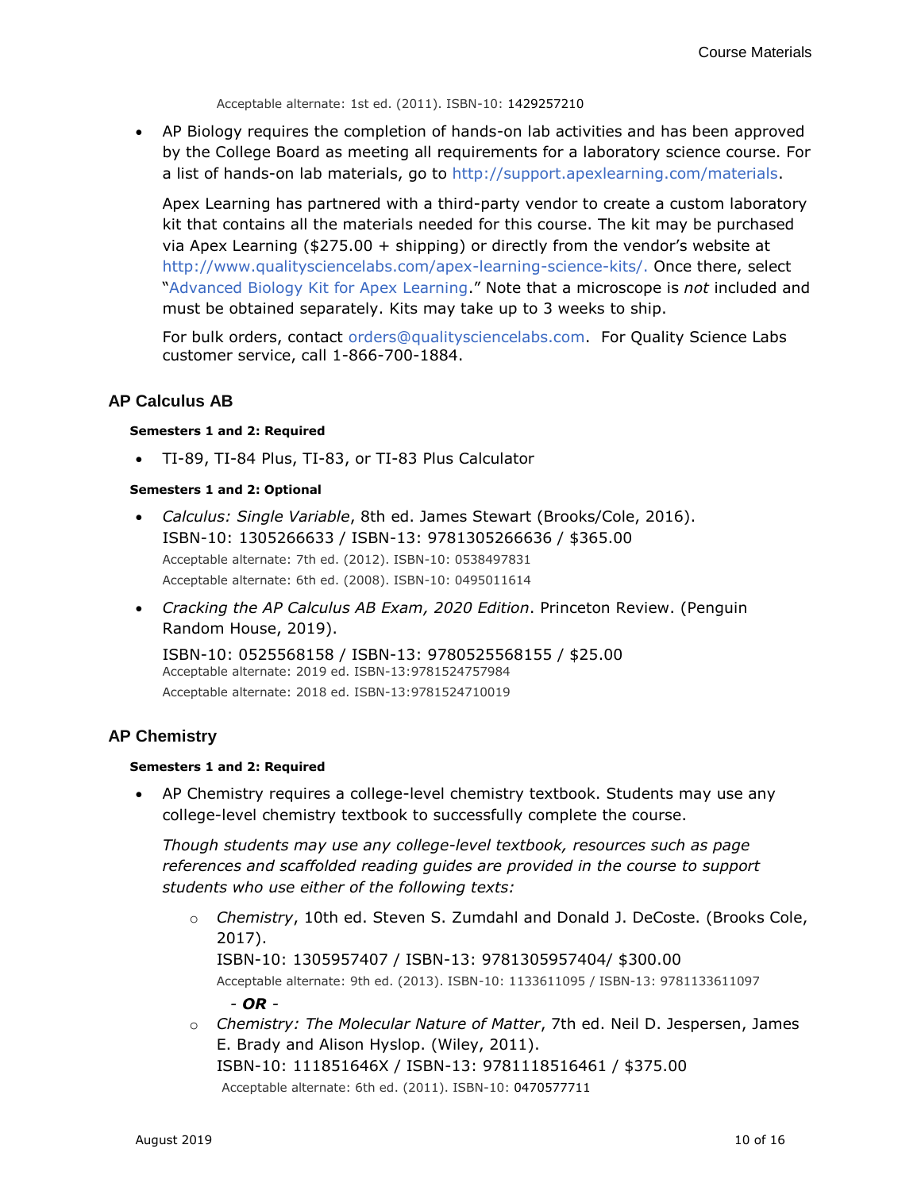Acceptable alternate: 1st ed. (2011). ISBN-10: 1429257210

- AP Biology requires the completion of hands-on lab activities and has been approved by the College Board as meeting all requirements for a laboratory science course. For a list of hands-on lab materials, go to http://support.apexlearning.com/materials.

  Apex Learning has partnered with a third-party vendor to create a custom laboratory kit that contains all the materials needed for this course. The kit may be purchased via Apex Learning ($275.00 + shipping) or directly from the vendor's website at http://www.qualitysciencelabs.com/apex-learning-science-kits/. Once there, select "Advanced Biology Kit for Apex Learning." Note that a microscope is *not* included and must be obtained separately. Kits may take up to 3 weeks to ship.

  For bulk orders, contact orders@qualitysciencelabs.com. For Quality Science Labs customer service, call 1-866-700-1884.

## AP Calculus AB

**Semesters 1 and 2: Required**

- TI-89, TI-84 Plus, TI-83, or TI-83 Plus Calculator

**Semesters 1 and 2: Optional**

- *Calculus: Single Variable*, 8th ed. James Stewart (Brooks/Cole, 2016).
  ISBN-10: 1305266633 / ISBN-13: 9781305266636 / $365.00
  Acceptable alternate: 7th ed. (2012). ISBN-10: 0538497831
  Acceptable alternate: 6th ed. (2008). ISBN-10: 0495011614
- *Cracking the AP Calculus AB Exam, 2020 Edition*. Princeton Review. (Penguin Random House, 2019).

  ISBN-10: 0525568158 / ISBN-13: 9780525568155 / $25.00
  Acceptable alternate: 2019 ed. ISBN-13:9781524757984
  Acceptable alternate: 2018 ed. ISBN-13:9781524710019

## AP Chemistry

**Semesters 1 and 2: Required**

- AP Chemistry requires a college-level chemistry textbook. Students may use any college-level chemistry textbook to successfully complete the course.

  *Though students may use any college-level textbook, resources such as page references and scaffolded reading guides are provided in the course to support students who use either of the following texts:*

  - *Chemistry*, 10th ed. Steven S. Zumdahl and Donald J. DeCoste. (Brooks Cole, 2017).
    ISBN-10: 1305957407 / ISBN-13: 9781305957404/ $300.00
    Acceptable alternate: 9th ed. (2013). ISBN-10: 1133611095 / ISBN-13: 9781133611097

    - ***OR*** -
  - *Chemistry: The Molecular Nature of Matter*, 7th ed. Neil D. Jespersen, James E. Brady and Alison Hyslop. (Wiley, 2011).
    ISBN-10: 111851646X / ISBN-13: 9781118516461 / $375.00
    Acceptable alternate: 6th ed. (2011). ISBN-10: 0470577711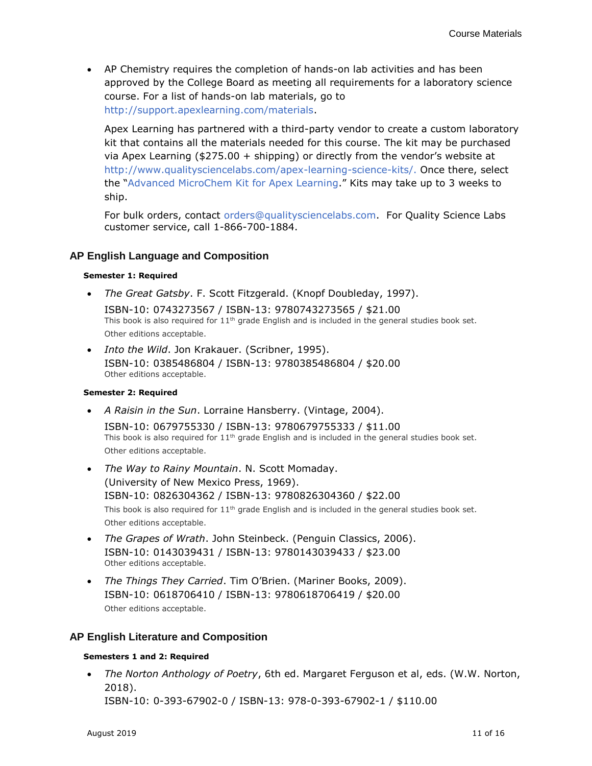- AP Chemistry requires the completion of hands-on lab activities and has been approved by the College Board as meeting all requirements for a laboratory science course. For a list of hands-on lab materials, go to http://support.apexlearning.com/materials.

  Apex Learning has partnered with a third-party vendor to create a custom laboratory kit that contains all the materials needed for this course. The kit may be purchased via Apex Learning ($275.00 + shipping) or directly from the vendor's website at http://www.qualitysciencelabs.com/apex-learning-science-kits/. Once there, select the "Advanced MicroChem Kit for Apex Learning." Kits may take up to 3 weeks to ship.

  For bulk orders, contact orders@qualitysciencelabs.com. For Quality Science Labs customer service, call 1-866-700-1884.

### AP English Language and Composition

**Semester 1: Required**

- *The Great Gatsby*. F. Scott Fitzgerald. (Knopf Doubleday, 1997).
  ISBN-10: 0743273567 / ISBN-13: 9780743273565 / $21.00
  This book is also required for 11th grade English and is included in the general studies book set.
  Other editions acceptable.
- *Into the Wild*. Jon Krakauer. (Scribner, 1995).
  ISBN-10: 0385486804 / ISBN-13: 9780385486804 / $20.00
  Other editions acceptable.

**Semester 2: Required**

- *A Raisin in the Sun*. Lorraine Hansberry. (Vintage, 2004).
  ISBN-10: 0679755330 / ISBN-13: 9780679755333 / $11.00
  This book is also required for 11th grade English and is included in the general studies book set.
  Other editions acceptable.
- *The Way to Rainy Mountain*. N. Scott Momaday.
  (University of New Mexico Press, 1969).
  ISBN-10: 0826304362 / ISBN-13: 9780826304360 / $22.00
  This book is also required for 11th grade English and is included in the general studies book set.
  Other editions acceptable.
- *The Grapes of Wrath*. John Steinbeck. (Penguin Classics, 2006).
  ISBN-10: 0143039431 / ISBN-13: 9780143039433 / $23.00
  Other editions acceptable.
- *The Things They Carried*. Tim O'Brien. (Mariner Books, 2009).
  ISBN-10: 0618706410 / ISBN-13: 9780618706419 / $20.00
  Other editions acceptable.

### AP English Literature and Composition

**Semesters 1 and 2: Required**

- *The Norton Anthology of Poetry*, 6th ed. Margaret Ferguson et al, eds. (W.W. Norton, 2018).
  ISBN-10: 0-393-67902-0 / ISBN-13: 978-0-393-67902-1 / $110.00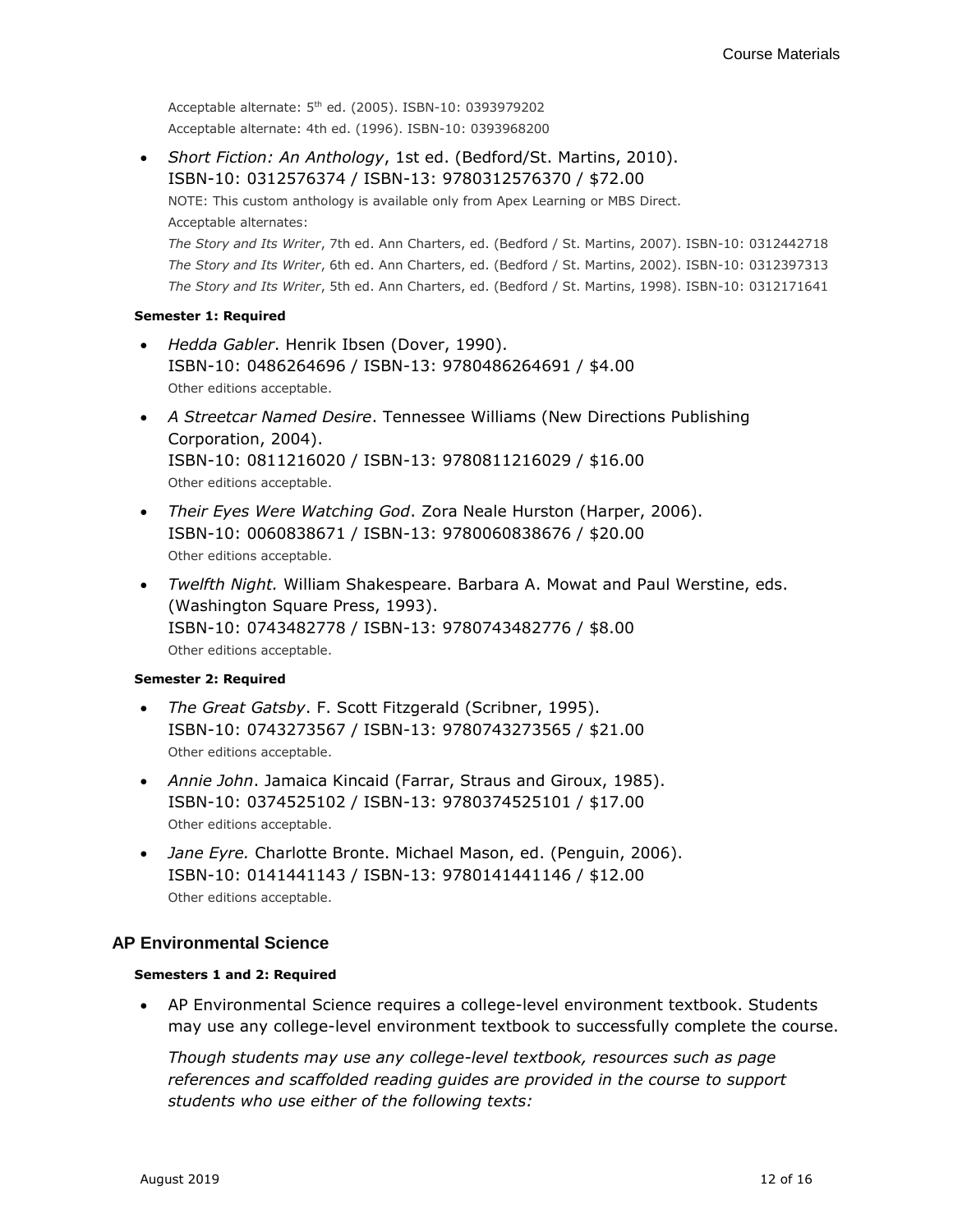Acceptable alternate: 5th ed. (2005). ISBN-10: 0393979202
Acceptable alternate: 4th ed. (1996). ISBN-10: 0393968200

- *Short Fiction: An Anthology*, 1st ed. (Bedford/St. Martins, 2010).
  ISBN-10: 0312576374 / ISBN-13: 9780312576370 / $72.00
  NOTE: This custom anthology is available only from Apex Learning or MBS Direct.
  Acceptable alternates:
  *The Story and Its Writer*, 7th ed. Ann Charters, ed. (Bedford / St. Martins, 2007). ISBN-10: 0312442718
  *The Story and Its Writer*, 6th ed. Ann Charters, ed. (Bedford / St. Martins, 2002). ISBN-10: 0312397313
  *The Story and Its Writer*, 5th ed. Ann Charters, ed. (Bedford / St. Martins, 1998). ISBN-10: 0312171641

**Semester 1: Required**

- *Hedda Gabler*. Henrik Ibsen (Dover, 1990).
  ISBN-10: 0486264696 / ISBN-13: 9780486264691 / $4.00
  Other editions acceptable.
- *A Streetcar Named Desire*. Tennessee Williams (New Directions Publishing Corporation, 2004).
  ISBN-10: 0811216020 / ISBN-13: 9780811216029 / $16.00
  Other editions acceptable.
- *Their Eyes Were Watching God*. Zora Neale Hurston (Harper, 2006).
  ISBN-10: 0060838671 / ISBN-13: 9780060838676 / $20.00
  Other editions acceptable.
- *Twelfth Night.* William Shakespeare. Barbara A. Mowat and Paul Werstine, eds. (Washington Square Press, 1993).
  ISBN-10: 0743482778 / ISBN-13: 9780743482776 / $8.00
  Other editions acceptable.

**Semester 2: Required**

- *The Great Gatsby*. F. Scott Fitzgerald (Scribner, 1995).
  ISBN-10: 0743273567 / ISBN-13: 9780743273565 / $21.00
  Other editions acceptable.
- *Annie John*. Jamaica Kincaid (Farrar, Straus and Giroux, 1985).
  ISBN-10: 0374525102 / ISBN-13: 9780374525101 / $17.00
  Other editions acceptable.
- *Jane Eyre.* Charlotte Bronte. Michael Mason, ed. (Penguin, 2006).
  ISBN-10: 0141441143 / ISBN-13: 9780141441146 / $12.00
  Other editions acceptable.

## AP Environmental Science

**Semesters 1 and 2: Required**

- AP Environmental Science requires a college-level environment textbook. Students may use any college-level environment textbook to successfully complete the course.

  *Though students may use any college-level textbook, resources such as page references and scaffolded reading guides are provided in the course to support students who use either of the following texts:*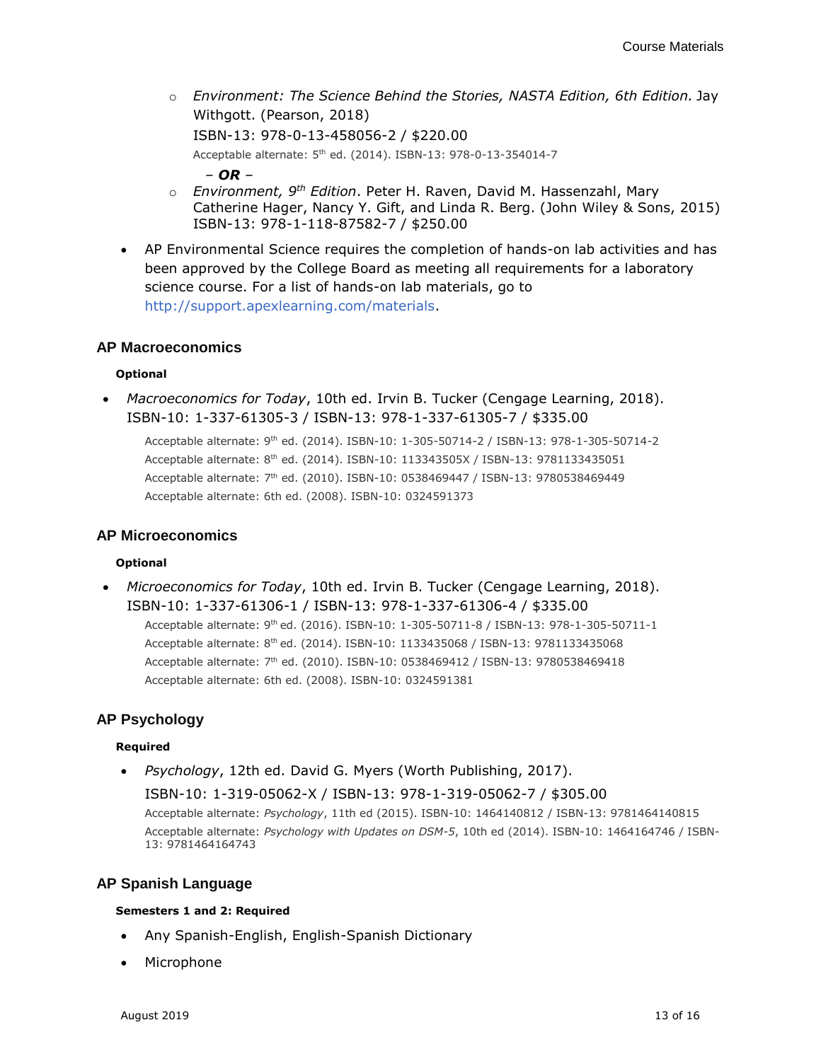- *Environment: The Science Behind the Stories, NASTA Edition, 6th Edition.* Jay Withgott. (Pearson, 2018)
  ISBN-13: 978-0-13-458056-2 / $220.00
  Acceptable alternate: 5th ed. (2014). ISBN-13: 978-0-13-354014-7

  – ***OR*** –

- *Environment, 9th Edition*. Peter H. Raven, David M. Hassenzahl, Mary Catherine Hager, Nancy Y. Gift, and Linda R. Berg. (John Wiley & Sons, 2015) ISBN-13: 978-1-118-87582-7 / $250.00

- AP Environmental Science requires the completion of hands-on lab activities and has been approved by the College Board as meeting all requirements for a laboratory science course. For a list of hands-on lab materials, go to http://support.apexlearning.com/materials.

## AP Macroeconomics

**Optional**

- *Macroeconomics for Today*, 10th ed. Irvin B. Tucker (Cengage Learning, 2018). ISBN-10: 1-337-61305-3 / ISBN-13: 978-1-337-61305-7 / $335.00

  Acceptable alternate: 9th ed. (2014). ISBN-10: 1-305-50714-2 / ISBN-13: 978-1-305-50714-2
  Acceptable alternate: 8th ed. (2014). ISBN-10: 113343505X / ISBN-13: 9781133435051
  Acceptable alternate: 7th ed. (2010). ISBN-10: 0538469447 / ISBN-13: 9780538469449
  Acceptable alternate: 6th ed. (2008). ISBN-10: 0324591373

## AP Microeconomics

**Optional**

- *Microeconomics for Today*, 10th ed. Irvin B. Tucker (Cengage Learning, 2018). ISBN-10: 1-337-61306-1 / ISBN-13: 978-1-337-61306-4 / $335.00

  Acceptable alternate: 9th ed. (2016). ISBN-10: 1-305-50711-8 / ISBN-13: 978-1-305-50711-1
  Acceptable alternate: 8th ed. (2014). ISBN-10: 1133435068 / ISBN-13: 9781133435068
  Acceptable alternate: 7th ed. (2010). ISBN-10: 0538469412 / ISBN-13: 9780538469418
  Acceptable alternate: 6th ed. (2008). ISBN-10: 0324591381

## AP Psychology

**Required**

- *Psychology*, 12th ed. David G. Myers (Worth Publishing, 2017).
  ISBN-10: 1-319-05062-X / ISBN-13: 978-1-319-05062-7 / $305.00
  Acceptable alternate: *Psychology*, 11th ed (2015). ISBN-10: 1464140812 / ISBN-13: 9781464140815
  Acceptable alternate: *Psychology with Updates on DSM-5*, 10th ed (2014). ISBN-10: 1464164746 / ISBN-13: 9781464164743

## AP Spanish Language

**Semesters 1 and 2: Required**

- Any Spanish-English, English-Spanish Dictionary
- Microphone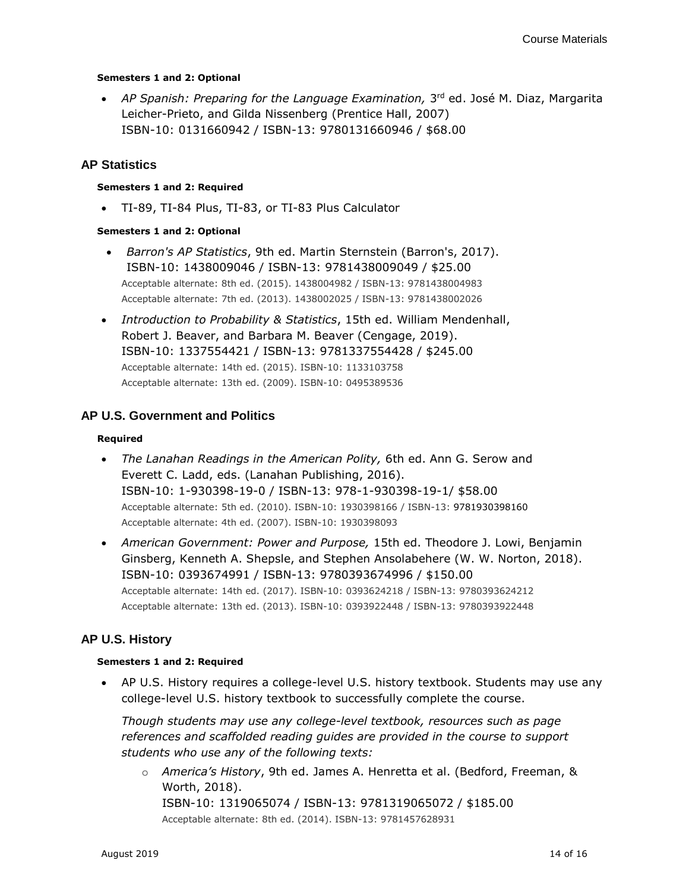**Semesters 1 and 2: Optional**

- *AP Spanish: Preparing for the Language Examination,* 3rd ed. José M. Diaz, Margarita Leicher-Prieto, and Gilda Nissenberg (Prentice Hall, 2007)
  ISBN-10: 0131660942 / ISBN-13: 9780131660946 / $68.00

## AP Statistics

**Semesters 1 and 2: Required**

- TI-89, TI-84 Plus, TI-83, or TI-83 Plus Calculator

**Semesters 1 and 2: Optional**

- *Barron's AP Statistics*, 9th ed. Martin Sternstein (Barron's, 2017).
  ISBN-10: 1438009046 / ISBN-13: 9781438009049 / $25.00
  Acceptable alternate: 8th ed. (2015). 1438004982 / ISBN-13: 9781438004983
  Acceptable alternate: 7th ed. (2013). 1438002025 / ISBN-13: 9781438002026
- *Introduction to Probability & Statistics*, 15th ed. William Mendenhall, Robert J. Beaver, and Barbara M. Beaver (Cengage, 2019).
  ISBN-10: 1337554421 / ISBN-13: 9781337554428 / $245.00
  Acceptable alternate: 14th ed. (2015). ISBN-10: 1133103758
  Acceptable alternate: 13th ed. (2009). ISBN-10: 0495389536

## AP U.S. Government and Politics

**Required**

- *The Lanahan Readings in the American Polity,* 6th ed. Ann G. Serow and Everett C. Ladd, eds. (Lanahan Publishing, 2016).
  ISBN-10: 1-930398-19-0 / ISBN-13: 978-1-930398-19-1/ $58.00
  Acceptable alternate: 5th ed. (2010). ISBN-10: 1930398166 / ISBN-13: 9781930398160
  Acceptable alternate: 4th ed. (2007). ISBN-10: 1930398093
- *American Government: Power and Purpose,* 15th ed. Theodore J. Lowi, Benjamin Ginsberg, Kenneth A. Shepsle, and Stephen Ansolabehere (W. W. Norton, 2018).
  ISBN-10: 0393674991 / ISBN-13: 9780393674996 / $150.00
  Acceptable alternate: 14th ed. (2017). ISBN-10: 0393624218 / ISBN-13: 9780393624212
  Acceptable alternate: 13th ed. (2013). ISBN-10: 0393922448 / ISBN-13: 9780393922448

## AP U.S. History

**Semesters 1 and 2: Required**

- AP U.S. History requires a college-level U.S. history textbook. Students may use any college-level U.S. history textbook to successfully complete the course.

  *Though students may use any college-level textbook, resources such as page references and scaffolded reading guides are provided in the course to support students who use any of the following texts:*

  - *America's History*, 9th ed. James A. Henretta et al. (Bedford, Freeman, & Worth, 2018).
    ISBN-10: 1319065074 / ISBN-13: 9781319065072 / $185.00
    Acceptable alternate: 8th ed. (2014). ISBN-13: 9781457628931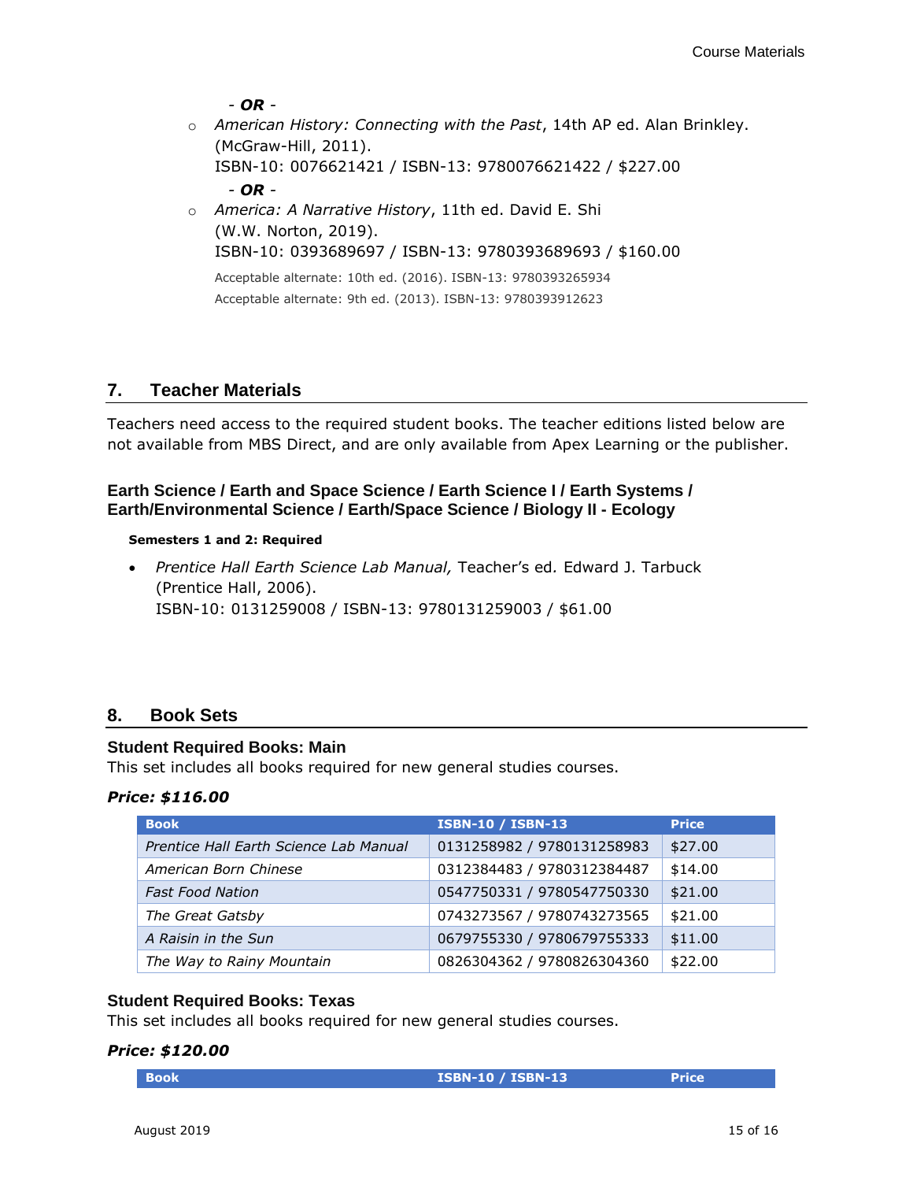- ***OR*** -

- *American History: Connecting with the Past*, 14th AP ed. Alan Brinkley. (McGraw-Hill, 2011).
  ISBN-10: 0076621421 / ISBN-13: 9780076621422 / $227.00

  - ***OR*** -

- *America: A Narrative History*, 11th ed. David E. Shi (W.W. Norton, 2019).
  ISBN-10: 0393689697 / ISBN-13: 9780393689693 / $160.00

  Acceptable alternate: 10th ed. (2016). ISBN-13: 9780393265934

  Acceptable alternate: 9th ed. (2013). ISBN-13: 9780393912623

## 7. Teacher Materials

Teachers need access to the required student books. The teacher editions listed below are not available from MBS Direct, and are only available from Apex Learning or the publisher.

### Earth Science / Earth and Space Science / Earth Science I / Earth Systems / Earth/Environmental Science / Earth/Space Science / Biology II - Ecology

**Semesters 1 and 2: Required**

- *Prentice Hall Earth Science Lab Manual,* Teacher's ed. Edward J. Tarbuck (Prentice Hall, 2006).
  ISBN-10: 0131259008 / ISBN-13: 9780131259003 / $61.00

## 8. Book Sets

### Student Required Books: Main

This set includes all books required for new general studies courses.

***Price: $116.00***

| Book | ISBN-10 / ISBN-13 | Price |
|---|---|---|
| *Prentice Hall Earth Science Lab Manual* | 0131258982 / 9780131258983 | $27.00 |
| *American Born Chinese* | 0312384483 / 9780312384487 | $14.00 |
| *Fast Food Nation* | 0547750331 / 9780547750330 | $21.00 |
| *The Great Gatsby* | 0743273567 / 9780743273565 | $21.00 |
| *A Raisin in the Sun* | 0679755330 / 9780679755333 | $11.00 |
| *The Way to Rainy Mountain* | 0826304362 / 9780826304360 | $22.00 |

### Student Required Books: Texas

This set includes all books required for new general studies courses.

***Price: $120.00***

| Book | ISBN-10 / ISBN-13 | Price |
|---|---|---|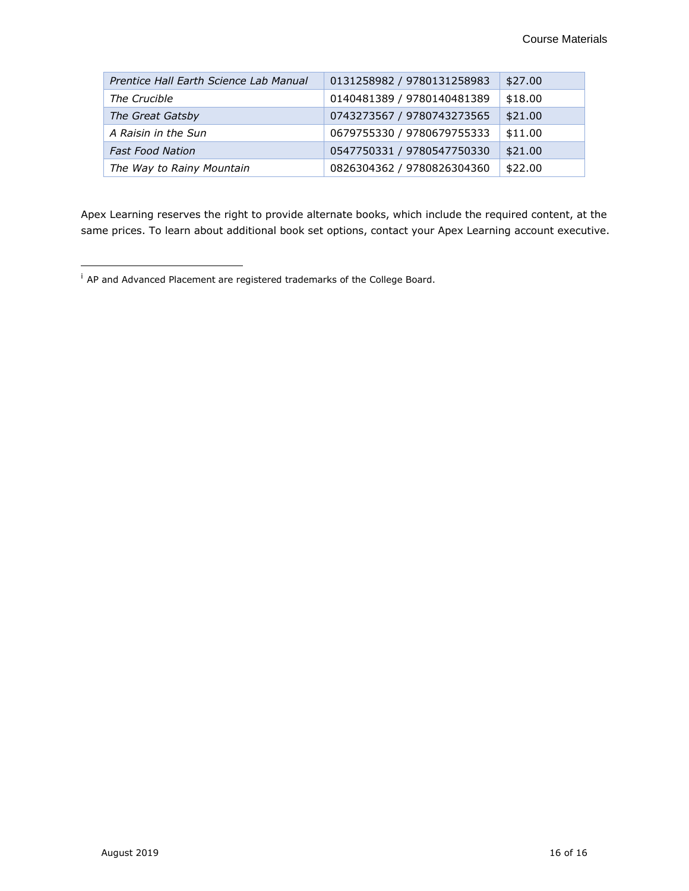| | | |
|---|---|---|
| *Prentice Hall Earth Science Lab Manual* | 0131258982 / 9780131258983 | $27.00 |
| *The Crucible* | 0140481389 / 9780140481389 | $18.00 |
| *The Great Gatsby* | 0743273567 / 9780743273565 | $21.00 |
| *A Raisin in the Sun* | 0679755330 / 9780679755333 | $11.00 |
| *Fast Food Nation* | 0547750331 / 9780547750330 | $21.00 |
| *The Way to Rainy Mountain* | 0826304362 / 9780826304360 | $22.00 |

Apex Learning reserves the right to provide alternate books, which include the required content, at the same prices. To learn about additional book set options, contact your Apex Learning account executive.

---

[i] AP and Advanced Placement are registered trademarks of the College Board.